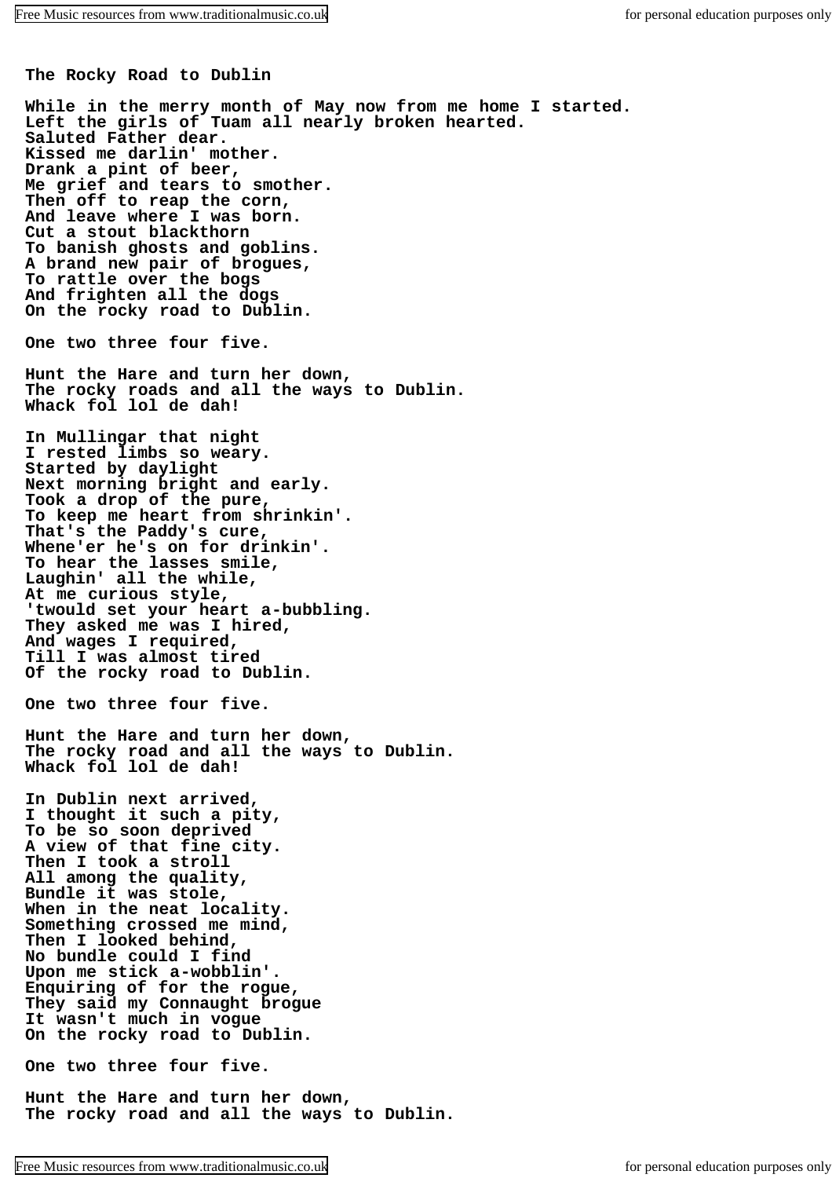# The Rocky Road to Dublin

While in the merry month of May now from me home I started.
Left the girls of Tuam all nearly broken hearted.
Saluted Father dear.
Kissed me darlin' mother.
Drank a pint of beer,
Me grief and tears to smother.
Then off to reap the corn,
And leave where I was born.
Cut a stout blackthorn
To banish ghosts and goblins.
A brand new pair of brogues,
To rattle over the bogs
And frighten all the dogs
On the rocky road to Dublin.

One two three four five.

Hunt the Hare and turn her down,
The rocky roads and all the ways to Dublin.
Whack fol lol de dah!

In Mullingar that night
I rested limbs so weary.
Started by daylight
Next morning bright and early.
Took a drop of the pure,
To keep me heart from shrinkin'.
That's the Paddy's cure,
Whene'er he's on for drinkin'.
To hear the lasses smile,
Laughin' all the while,
At me curious style,
'twould set your heart a-bubbling.
They asked me was I hired,
And wages I required,
Till I was almost tired
Of the rocky road to Dublin.

One two three four five.

Hunt the Hare and turn her down,
The rocky road and all the ways to Dublin.
Whack fol lol de dah!

In Dublin next arrived,
I thought it such a pity,
To be so soon deprived
A view of that fine city.
Then I took a stroll
All among the quality,
Bundle it was stole,
When in the neat locality.
Something crossed me mind,
Then I looked behind,
No bundle could I find
Upon me stick a-wobblin'.
Enquiring of for the rogue,
They said my Connaught brogue
It wasn't much in vogue
On the rocky road to Dublin.

One two three four five.

Hunt the Hare and turn her down,
The rocky road and all the ways to Dublin.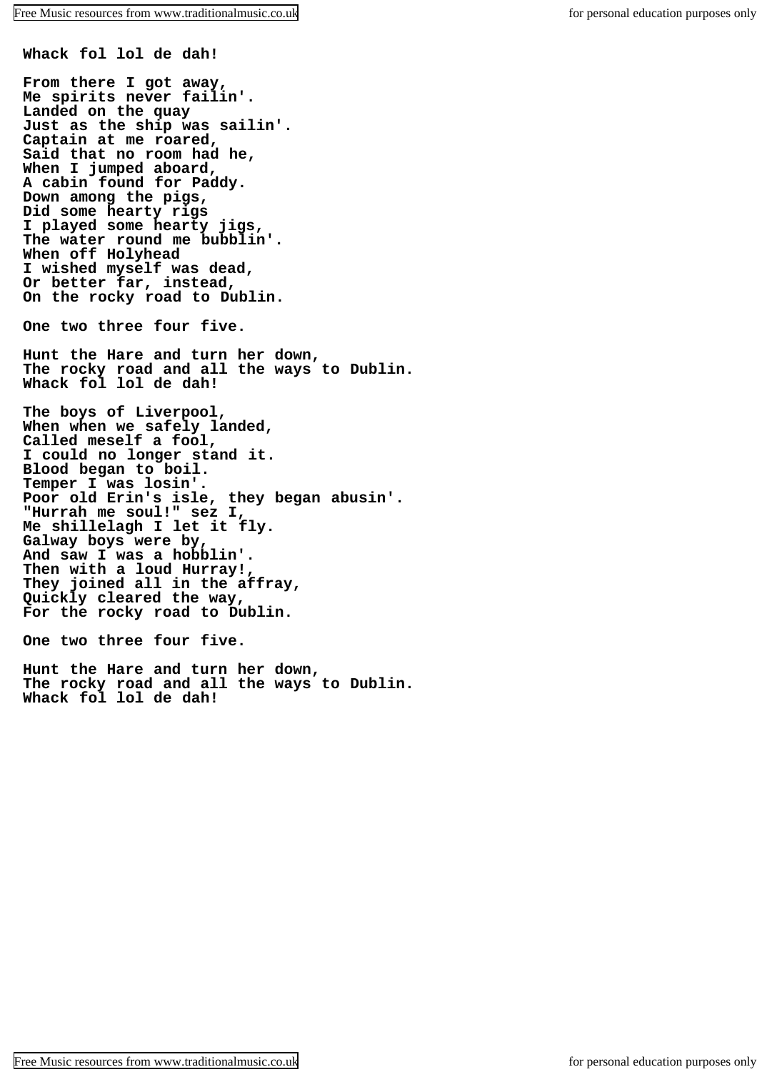**Whack fol lol de dah!**

**From there I got away,**
**Me spirits never failin'.**
**Landed on the quay**
**Just as the ship was sailin'.**
**Captain at me roared,**
**Said that no room had he,**
**When I jumped aboard,**
**A cabin found for Paddy.**
**Down among the pigs,**
**Did some hearty rigs**
**I played some hearty jigs,**
**The water round me bubblin'.**
**When off Holyhead**
**I wished myself was dead,**
**Or better far, instead,**
**On the rocky road to Dublin.**

**One two three four five.**

**Hunt the Hare and turn her down,**
**The rocky road and all the ways to Dublin.**
**Whack fol lol de dah!**

**The boys of Liverpool,**
**When when we safely landed,**
**Called meself a fool,**
**I could no longer stand it.**
**Blood began to boil.**
**Temper I was losin'.**
**Poor old Erin's isle, they began abusin'.**
**"Hurrah me soul!" sez I,**
**Me shillelagh I let it fly.**
**Galway boys were by,**
**And saw I was a hobblin'.**
**Then with a loud Hurray!,**
**They joined all in the affray,**
**Quickly cleared the way,**
**For the rocky road to Dublin.**

**One two three four five.**

**Hunt the Hare and turn her down,**
**The rocky road and all the ways to Dublin.**
**Whack fol lol de dah!**